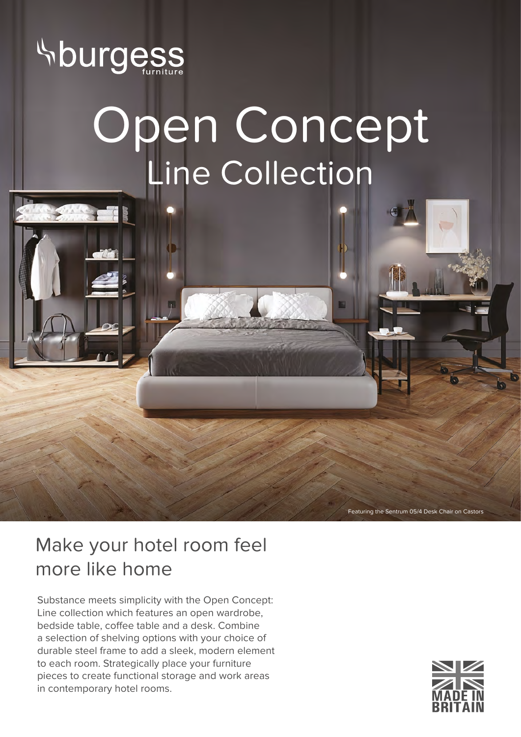burgess furniture

# Open Concept
## Line Collection

Featuring the Sentrum 05/4 Desk Chair on Castors

## Make your hotel room feel more like home

Substance meets simplicity with the Open Concept: Line collection which features an open wardrobe, bedside table, coffee table and a desk. Combine a selection of shelving options with your choice of durable steel frame to add a sleek, modern element to each room. Strategically place your furniture pieces to create functional storage and work areas in contemporary hotel rooms.

MADE IN BRITAIN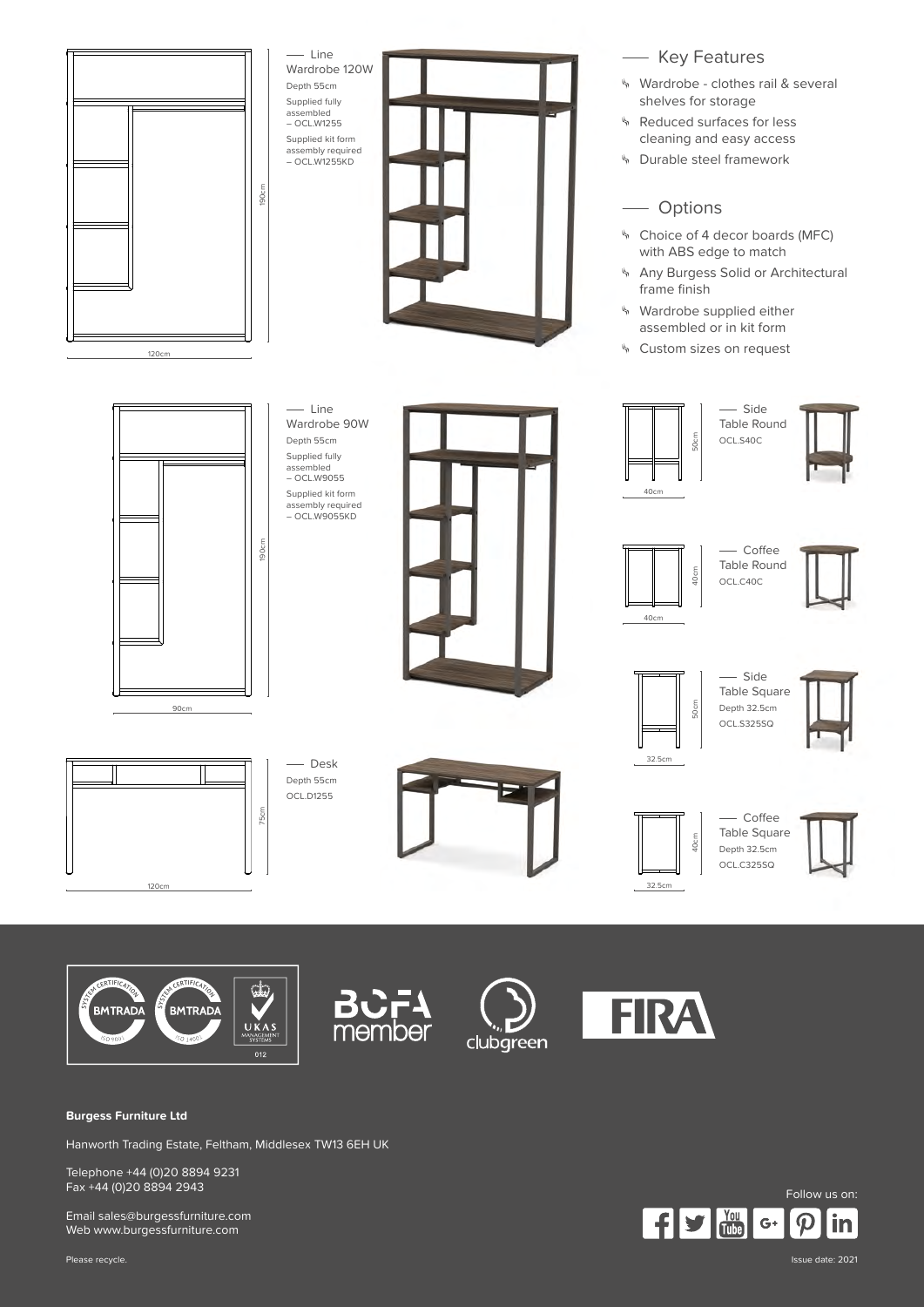## Line Wardrobe 120W

Depth 55cm

Supplied fully assembled – OCL.W1255

Supplied kit form assembly required – OCL.W1255KD

190cm

120cm

## Key Features

- Wardrobe - clothes rail & several shelves for storage
- Reduced surfaces for less cleaning and easy access
- Durable steel framework

## Options

- Choice of 4 decor boards (MFC) with ABS edge to match
- Any Burgess Solid or Architectural frame finish
- Wardrobe supplied either assembled or in kit form
- Custom sizes on request

## Line Wardrobe 90W

Depth 55cm

Supplied fully assembled – OCL.W9055

Supplied kit form assembly required – OCL.W9055KD

190cm

90cm

## Side Table Round

OCL.S40C

50cm

40cm

## Coffee Table Round

OCL.C40C

40cm

40cm

## Side Table Square

Depth 32.5cm

OCL.S325SQ

50cm

32.5cm

## Desk

Depth 55cm

OCL.D1255

75cm

120cm

## Coffee Table Square

Depth 32.5cm

OCL.C325SQ

40cm

32.5cm

BMTRADA ISO 9001 · BMTRADA ISO 14001 · UKAS Management Systems 012

BCFA member · clubgreen · FIRA

**Burgess Furniture Ltd**

Hanworth Trading Estate, Feltham, Middlesex TW13 6EH UK

Telephone +44 (0)20 8894 9231
Fax +44 (0)20 8894 2943

Email sales@burgessfurniture.com
Web www.burgessfurniture.com

Follow us on:

Please recycle.

Issue date: 2021